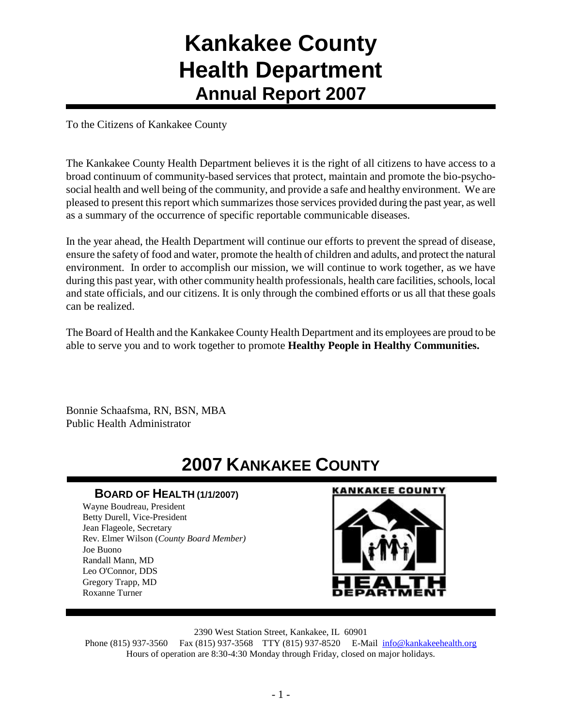# Kankakee County Health Department

## Annual Report 2007

To the Citizens of Kankakee County

The Kankakee County Health Department believes it is the right of all citizens to have access to a broad continuum of community-based services that protect, maintain and promote the bio-psycho-social health and well being of the community, and provide a safe and healthy environment. We are pleased to present this report which summarizes those services provided during the past year, as well as a summary of the occurrence of specific reportable communicable diseases.

In the year ahead, the Health Department will continue our efforts to prevent the spread of disease, ensure the safety of food and water, promote the health of children and adults, and protect the natural environment. In order to accomplish our mission, we will continue to work together, as we have during this past year, with other community health professionals, health care facilities, schools, local and state officials, and our citizens. It is only through the combined efforts or us all that these goals can be realized.

The Board of Health and the Kankakee County Health Department and its employees are proud to be able to serve you and to work together to promote **Healthy People in Healthy Communities.**

Bonnie Schaafsma, RN, BSN, MBA
Public Health Administrator

## 2007 Kankakee County

### Board of Health (1/1/2007)

Wayne Boudreau, President
Betty Durell, Vice-President
Jean Flageole, Secretary
Rev. Elmer Wilson (*County Board Member)*
Joe Buono
Randall Mann, MD
Leo O'Connor, DDS
Gregory Trapp, MD
Roxanne Turner

KANKAKEE COUNTY HEALTH DEPARTMENT

2390 West Station Street, Kankakee, IL 60901
Phone (815) 937-3560 Fax (815) 937-3568 TTY (815) 937-8520 E-Mail info@kankakeehealth.org
Hours of operation are 8:30-4:30 Monday through Friday, closed on major holidays.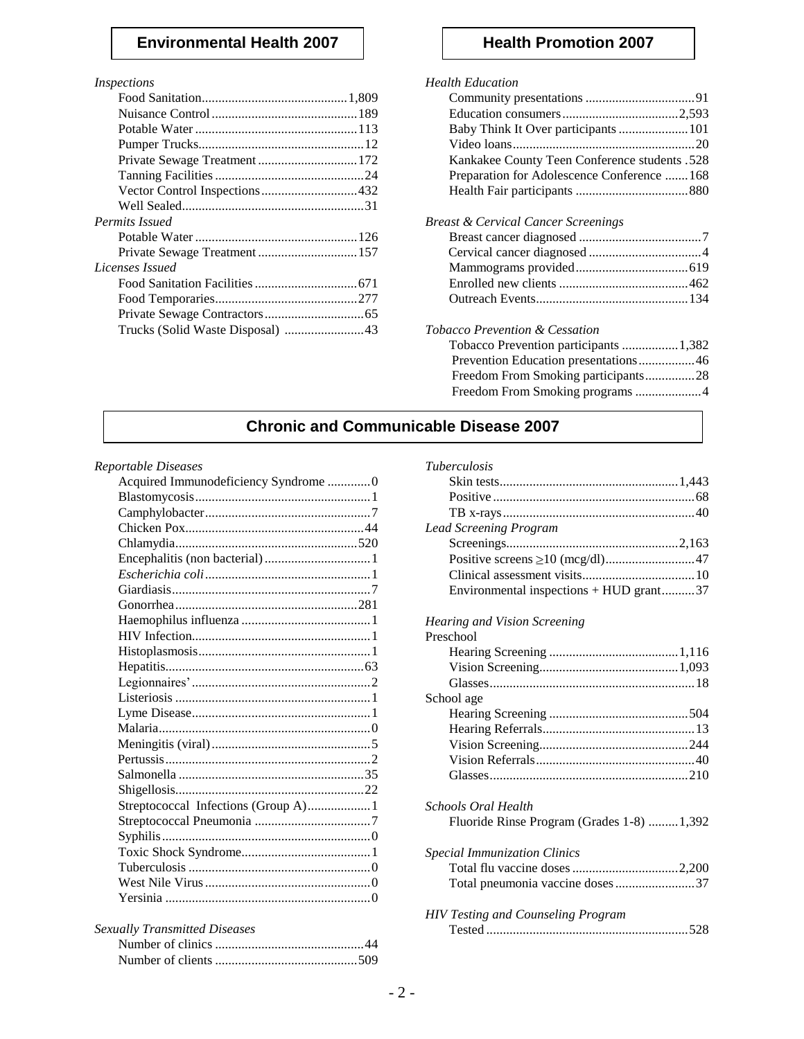## Environmental Health 2007

*Inspections*

| Item | Count |
|---|---|
| Food Sanitation | 1,809 |
| Nuisance Control | 189 |
| Potable Water | 113 |
| Pumper Trucks | 12 |
| Private Sewage Treatment | 172 |
| Tanning Facilities | 24 |
| Vector Control Inspections | 432 |
| Well Sealed | 31 |

*Permits Issued*

| Item | Count |
|---|---|
| Potable Water | 126 |
| Private Sewage Treatment | 157 |

*Licenses Issued*

| Item | Count |
|---|---|
| Food Sanitation Facilities | 671 |
| Food Temporaries | 277 |
| Private Sewage Contractors | 65 |
| Trucks (Solid Waste Disposal) | 43 |

## Health Promotion 2007

*Health Education*

| Item | Count |
|---|---|
| Community presentations | 91 |
| Education consumers | 2,593 |
| Baby Think It Over participants | 101 |
| Video loans | 20 |
| Kankakee County Teen Conference students | 528 |
| Preparation for Adolescence Conference | 168 |
| Health Fair participants | 880 |

*Breast & Cervical Cancer Screenings*

| Item | Count |
|---|---|
| Breast cancer diagnosed | 7 |
| Cervical cancer diagnosed | 4 |
| Mammograms provided | 619 |
| Enrolled new clients | 462 |
| Outreach Events | 134 |

*Tobacco Prevention & Cessation*

| Item | Count |
|---|---|
| Tobacco Prevention participants | 1,382 |
| Prevention Education presentations | 46 |
| Freedom From Smoking participants | 28 |
| Freedom From Smoking programs | 4 |

## Chronic and Communicable Disease 2007

*Reportable Diseases*

| Disease | Count |
|---|---|
| Acquired Immunodeficiency Syndrome | 0 |
| Blastomycosis | 1 |
| Camphylobacter | 7 |
| Chicken Pox | 44 |
| Chlamydia | 520 |
| Encephalitis (non bacterial) | 1 |
| *Escherichia coli* | 1 |
| Giardiasis | 7 |
| Gonorrhea | 281 |
| Haemophilus influenza | 1 |
| HIV Infection | 1 |
| Histoplasmosis | 1 |
| Hepatitis | 63 |
| Legionnaires' | 2 |
| Listeriosis | 1 |
| Lyme Disease | 1 |
| Malaria | 0 |
| Meningitis (viral) | 5 |
| Pertussis | 2 |
| Salmonella | 35 |
| Shigellosis | 22 |
| Streptococcal Infections (Group A) | 1 |
| Streptococcal Pneumonia | 7 |
| Syphilis | 0 |
| Toxic Shock Syndrome | 1 |
| Tuberculosis | 0 |
| West Nile Virus | 0 |
| Yersinia | 0 |

*Sexually Transmitted Diseases*

| Item | Count |
|---|---|
| Number of clinics | 44 |
| Number of clients | 509 |

*Tuberculosis*

| Item | Count |
|---|---|
| Skin tests | 1,443 |
| Positive | 68 |
| TB x-rays | 40 |

*Lead Screening Program*

| Item | Count |
|---|---|
| Screenings | 2,163 |
| Positive screens ≥10 (mcg/dl) | 47 |
| Clinical assessment visits | 10 |
| Environmental inspections + HUD grant | 37 |

*Hearing and Vision Screening*

Preschool

| Item | Count |
|---|---|
| Hearing Screening | 1,116 |
| Vision Screening | 1,093 |
| Glasses | 18 |

School age

| Item | Count |
|---|---|
| Hearing Screening | 504 |
| Hearing Referrals | 13 |
| Vision Screening | 244 |
| Vision Referrals | 40 |
| Glasses | 210 |

*Schools Oral Health*

| Item | Count |
|---|---|
| Fluoride Rinse Program (Grades 1-8) | 1,392 |

*Special Immunization Clinics*

| Item | Count |
|---|---|
| Total flu vaccine doses | 2,200 |
| Total pneumonia vaccine doses | 37 |

*HIV Testing and Counseling Program*

| Item | Count |
|---|---|
| Tested | 528 |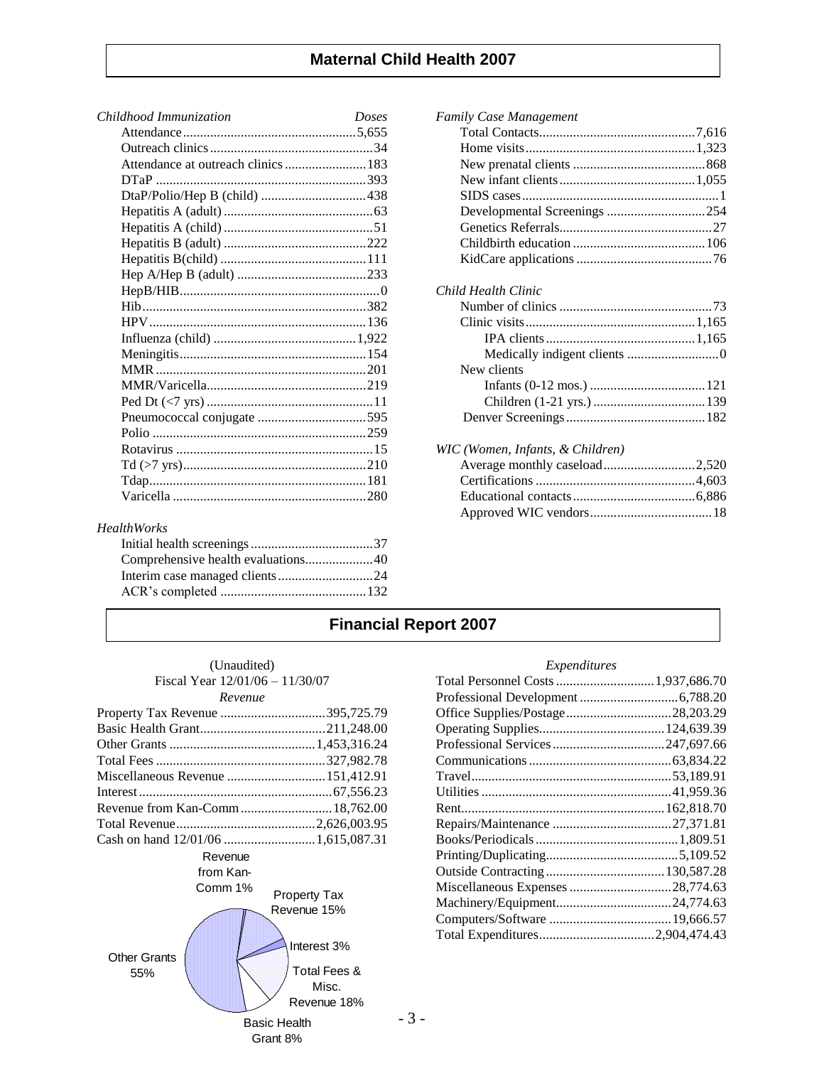## Maternal Child Health 2007

### *Childhood Immunization*

| *Childhood Immunization* | *Doses* |
|---|---|
| Attendance | 5,655 |
| Outreach clinics | 34 |
| Attendance at outreach clinics | 183 |
| DTaP | 393 |
| DtaP/Polio/Hep B (child) | 438 |
| Hepatitis A (adult) | 63 |
| Hepatitis A (child) | 51 |
| Hepatitis B (adult) | 222 |
| Hepatitis B(child) | 111 |
| Hep A/Hep B (adult) | 233 |
| HepB/HIB | 0 |
| Hib | 382 |
| HPV | 136 |
| Influenza (child) | 1,922 |
| Meningitis | 154 |
| MMR | 201 |
| MMR/Varicella | 219 |
| Ped Dt (<7 yrs) | 11 |
| Pneumococcal conjugate | 595 |
| Polio | 259 |
| Rotavirus | 15 |
| Td (>7 yrs) | 210 |
| Tdap | 181 |
| Varicella | 280 |

### *HealthWorks*

| | |
|---|---|
| Initial health screenings | 37 |
| Comprehensive health evaluations | 40 |
| Interim case managed clients | 24 |
| ACR's completed | 132 |

### *Family Case Management*

| | |
|---|---|
| Total Contacts | 7,616 |
| Home visits | 1,323 |
| New prenatal clients | 868 |
| New infant clients | 1,055 |
| SIDS cases | 1 |
| Developmental Screenings | 254 |
| Genetics Referrals | 27 |
| Childbirth education | 106 |
| KidCare applications | 76 |

### *Child Health Clinic*

| | |
|---|---|
| Number of clinics | 73 |
| Clinic visits | 1,165 |
| IPA clients | 1,165 |
| Medically indigent clients | 0 |
| New clients | |
| Infants (0-12 mos.) | 121 |
| Children (1-21 yrs.) | 139 |
| Denver Screenings | 182 |

### *WIC (Women, Infants, & Children)*

| | |
|---|---|
| Average monthly caseload | 2,520 |
| Certifications | 4,603 |
| Educational contacts | 6,886 |
| Approved WIC vendors | 18 |

## Financial Report 2007

(Unaudited)
Fiscal Year 12/01/06 – 11/30/07

### *Revenue*

| | |
|---|---|
| Property Tax Revenue | 395,725.79 |
| Basic Health Grant | 211,248.00 |
| Other Grants | 1,453,316.24 |
| Total Fees | 327,982.78 |
| Miscellaneous Revenue | 151,412.91 |
| Interest | 67,556.23 |
| Revenue from Kan-Comm | 18,762.00 |
| Total Revenue | 2,626,003.95 |
| Cash on hand 12/01/06 | 1,615,087.31 |

Revenue from Kan-Comm 1%; Property Tax Revenue 15%; Interest 3%; Total Fees & Misc. Revenue 18%; Basic Health Grant 8%; Other Grants 55%

### *Expenditures*

| | |
|---|---|
| Total Personnel Costs | 1,937,686.70 |
| Professional Development | 6,788.20 |
| Office Supplies/Postage | 28,203.29 |
| Operating Supplies | 124,639.39 |
| Professional Services | 247,697.66 |
| Communications | 63,834.22 |
| Travel | 53,189.91 |
| Utilities | 41,959.36 |
| Rent | 162,818.70 |
| Repairs/Maintenance | 27,371.81 |
| Books/Periodicals | 1,809.51 |
| Printing/Duplicating | 5,109.52 |
| Outside Contracting | 130,587.28 |
| Miscellaneous Expenses | 28,774.63 |
| Machinery/Equipment | 24,774.63 |
| Computers/Software | 19,666.57 |
| Total Expenditures | 2,904,474.43 |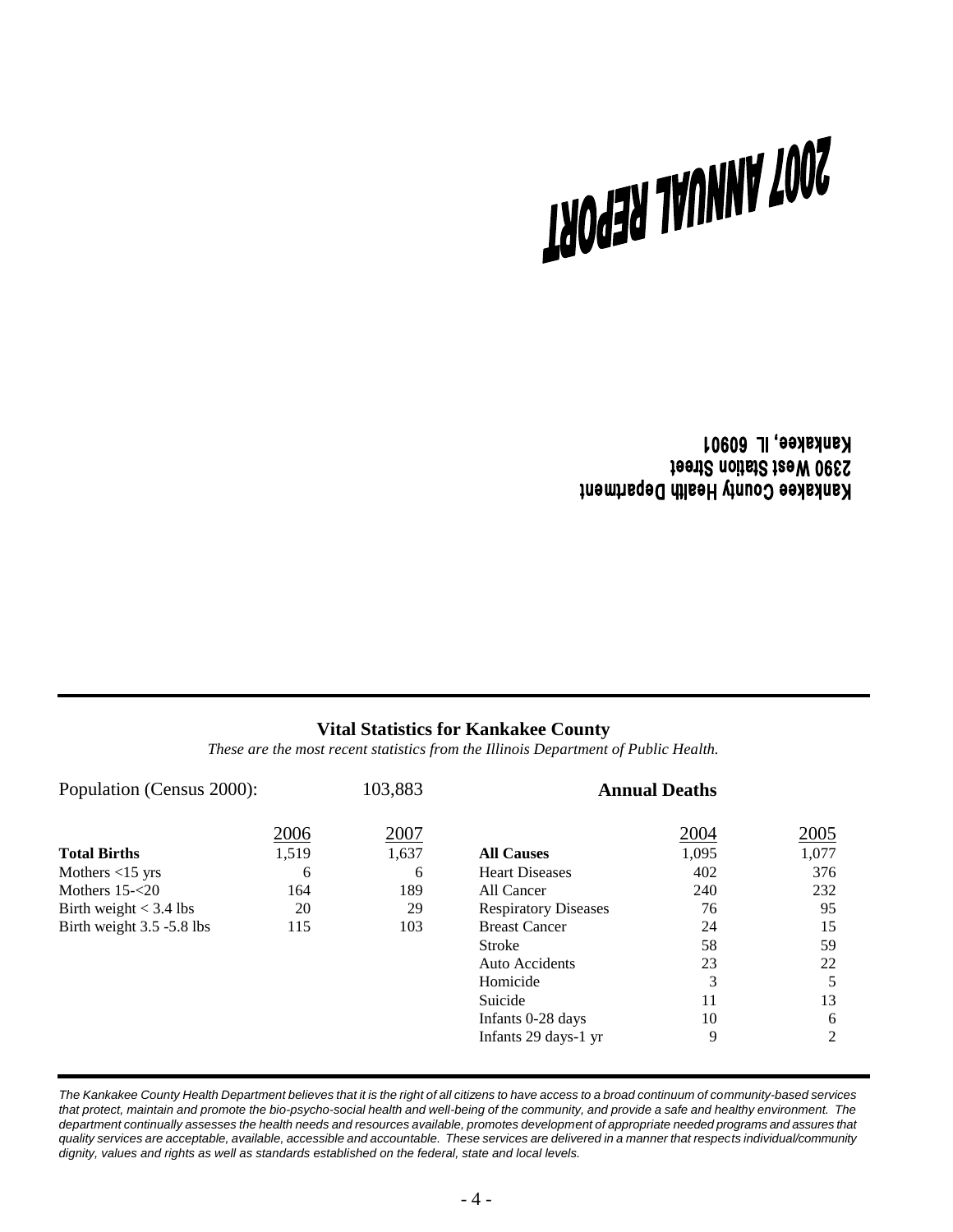# 2007 ANNUAL REPORT

**Kankakee County Health Department**
**2390 West Station Street**
**Kankakee, IL 60901**

## Vital Statistics for Kankakee County

*These are the most recent statistics from the Illinois Department of Public Health.*

Population (Census 2000): 103,883

| | 2006 | 2007 |
|---|---|---|
| **Total Births** | 1,519 | 1,637 |
| Mothers <15 yrs | 6 | 6 |
| Mothers 15-<20 | 164 | 189 |
| Birth weight < 3.4 lbs | 20 | 29 |
| Birth weight 3.5 -5.8 lbs | 115 | 103 |

**Annual Deaths**

| | 2004 | 2005 |
|---|---|---|
| **All Causes** | 1,095 | 1,077 |
| Heart Diseases | 402 | 376 |
| All Cancer | 240 | 232 |
| Respiratory Diseases | 76 | 95 |
| Breast Cancer | 24 | 15 |
| Stroke | 58 | 59 |
| Auto Accidents | 23 | 22 |
| Homicide | 3 | 5 |
| Suicide | 11 | 13 |
| Infants 0-28 days | 10 | 6 |
| Infants 29 days-1 yr | 9 | 2 |

*The Kankakee County Health Department believes that it is the right of all citizens to have access to a broad continuum of community-based services that protect, maintain and promote the bio-psycho-social health and well-being of the community, and provide a safe and healthy environment. The department continually assesses the health needs and resources available, promotes development of appropriate needed programs and assures that quality services are acceptable, available, accessible and accountable. These services are delivered in a manner that respects individual/community dignity, values and rights as well as standards established on the federal, state and local levels.*